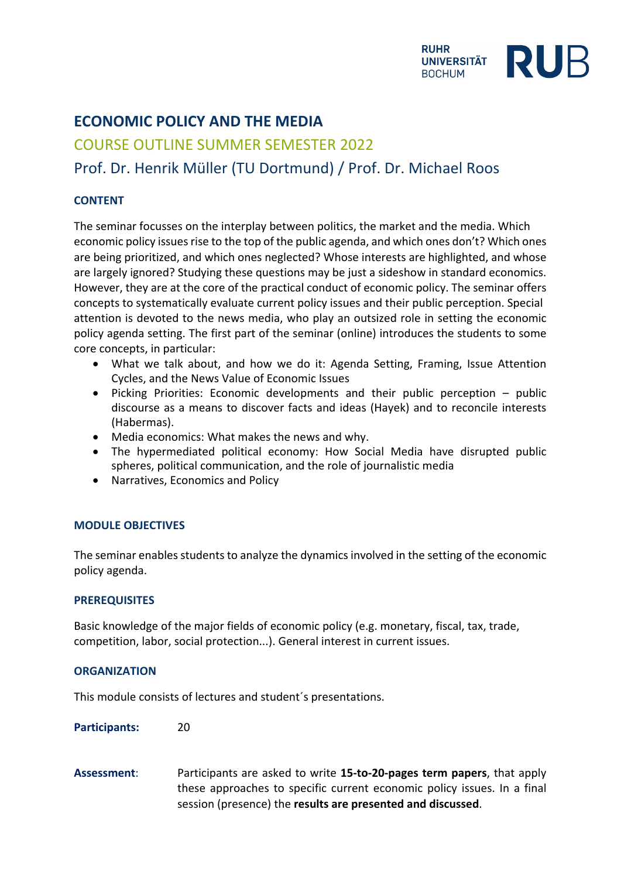# ECONOMIC POLICY AND THE MEDIA

## COURSE OUTLINE SUMMER SEMESTER 2022

## Prof. Dr. Henrik Müller (TU Dortmund) / Prof. Dr. Michael Roos

### CONTENT

The seminar focusses on the interplay between politics, the market and the media. Which economic policy issues rise to the top of the public agenda, and which ones don't? Which ones are being prioritized, and which ones neglected? Whose interests are highlighted, and whose are largely ignored? Studying these questions may be just a sideshow in standard economics. However, they are at the core of the practical conduct of economic policy. The seminar offers concepts to systematically evaluate current policy issues and their public perception. Special attention is devoted to the news media, who play an outsized role in setting the economic policy agenda setting. The first part of the seminar (online) introduces the students to some core concepts, in particular:

- What we talk about, and how we do it: Agenda Setting, Framing, Issue Attention Cycles, and the News Value of Economic Issues
- Picking Priorities: Economic developments and their public perception – public discourse as a means to discover facts and ideas (Hayek) and to reconcile interests (Habermas).
- Media economics: What makes the news and why.
- The hypermediated political economy: How Social Media have disrupted public spheres, political communication, and the role of journalistic media
- Narratives, Economics and Policy

### MODULE OBJECTIVES

The seminar enables students to analyze the dynamics involved in the setting of the economic policy agenda.

### PREREQUISITES

Basic knowledge of the major fields of economic policy (e.g. monetary, fiscal, tax, trade, competition, labor, social protection...). General interest in current issues.

### ORGANIZATION

This module consists of lectures and student´s presentations.

**Participants:** 20

**Assessment**: Participants are asked to write **15-to-20-pages term papers**, that apply these approaches to specific current economic policy issues. In a final session (presence) the **results are presented and discussed**.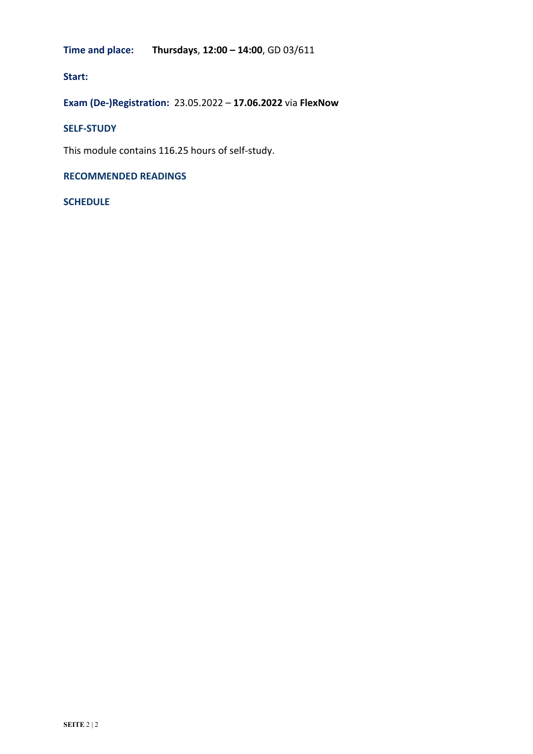**Time and place:** **Thursdays**, **12:00 – 14:00**, GD 03/611

**Start:**

**Exam (De-)Registration:** 23.05.2022 – **17.06.2022** via **FlexNow**

## SELF-STUDY

This module contains 116.25 hours of self-study.

## RECOMMENDED READINGS

## SCHEDULE